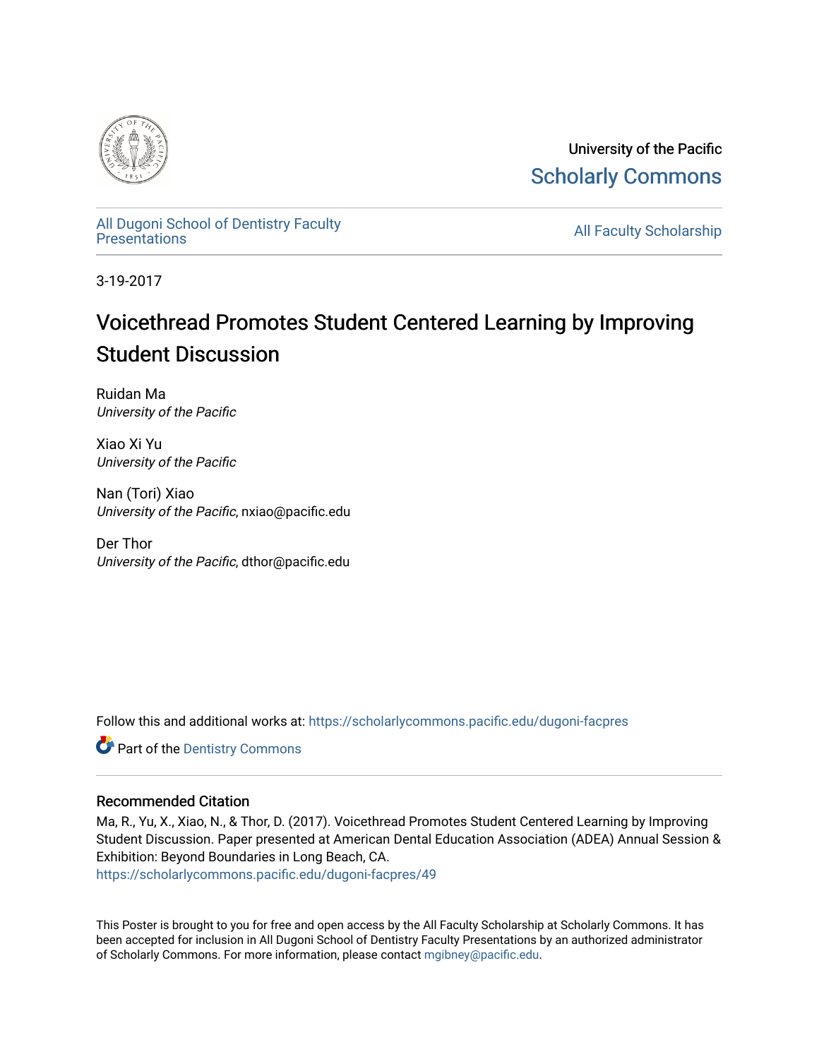University of the Pacific

Scholarly Commons

All Dugoni School of Dentistry Faculty Presentations

All Faculty Scholarship

3-19-2017

# Voicethread Promotes Student Centered Learning by Improving Student Discussion

Ruidan Ma
*University of the Pacific*

Xiao Xi Yu
*University of the Pacific*

Nan (Tori) Xiao
*University of the Pacific*, nxiao@pacific.edu

Der Thor
*University of the Pacific*, dthor@pacific.edu

Follow this and additional works at: https://scholarlycommons.pacific.edu/dugoni-facpres

Part of the Dentistry Commons

## Recommended Citation

Ma, R., Yu, X., Xiao, N., & Thor, D. (2017). Voicethread Promotes Student Centered Learning by Improving Student Discussion. Paper presented at American Dental Education Association (ADEA) Annual Session & Exhibition: Beyond Boundaries in Long Beach, CA.
https://scholarlycommons.pacific.edu/dugoni-facpres/49

This Poster is brought to you for free and open access by the All Faculty Scholarship at Scholarly Commons. It has been accepted for inclusion in All Dugoni School of Dentistry Faculty Presentations by an authorized administrator of Scholarly Commons. For more information, please contact mgibney@pacific.edu.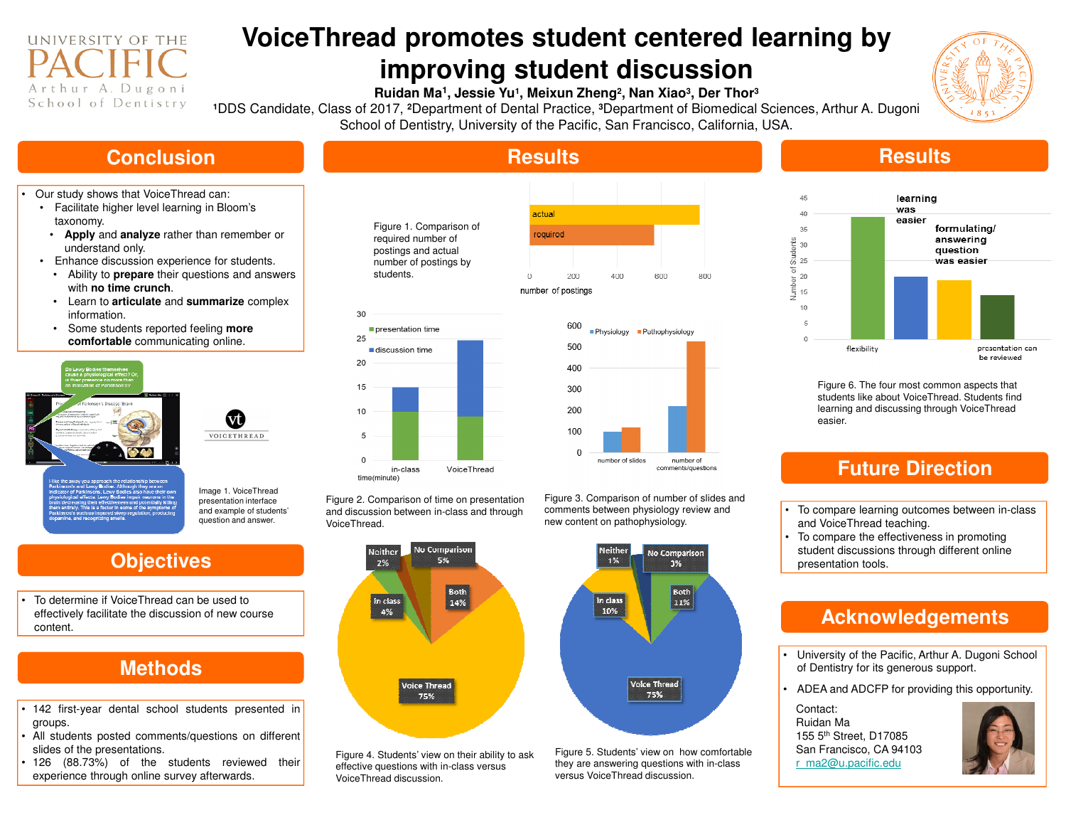# VoiceThread promotes student centered learning by improving student discussion

**Ruidan Ma[1], Jessie Yu[1], Meixun Zheng[2], Nan Xiao[3], Der Thor[3]**

[1]DDS Candidate, Class of 2017, [2]Department of Dental Practice, [3]Department of Biomedical Sciences, Arthur A. Dugoni School of Dentistry, University of the Pacific, San Francisco, California, USA.

## Conclusion

- Our study shows that VoiceThread can:
  - Facilitate higher level learning in Bloom's taxonomy.
    - **Apply** and **analyze** rather than remember or understand only.
  - Enhance discussion experience for students.
    - Ability to **prepare** their questions and answers with **no time crunch**.
    - Learn to **articulate** and **summarize** complex information.
    - Some students reported feeling **more comfortable** communicating online.

Image 1. VoiceThread presentation interface and example of students' question and answer.

## Objectives

- To determine if VoiceThread can be used to effectively facilitate the discussion of new course content.

## Methods

- 142 first-year dental school students presented in groups.
- All students posted comments/questions on different slides of the presentations.
- 126 (88.73%) of the students reviewed their experience through online survey afterwards.

## Results

actual
required
0 200 400 600 800
number of postings

Figure 1. Comparison of required number of postings and actual number of postings by students.

presentation time
discussion time
0 5 10 15 20 25 30
in-class VoiceThread
time(minute)

Figure 2. Comparison of time on presentation and discussion between in-class and through VoiceThread.

Physiology Pathophysiology
0 100 200 300 400 500 600
number of slides number of comments/questions

Figure 3. Comparison of number of slides and comments between physiology review and new content on pathophysiology.

Neither 2%
No Comparison 5%
Both 14%
In class 4%
Voice Thread 75%

Figure 4. Students' view on their ability to ask effective questions with in-class versus VoiceThread discussion.

Neither 1%
No Comparison 3%
Both 11%
In class 10%
Voice Thread 75%

Figure 5. Students' view on how comfortable they are answering questions with in-class versus VoiceThread discussion.

## Results

Number of Students
0 5 10 15 20 25 30 35 40 45
flexibility
learning was easier
formulating/ answering question was easier
presentation can be reviewed

Figure 6. The four most common aspects that students like about VoiceThread. Students find learning and discussing through VoiceThread easier.

## Future Direction

- To compare learning outcomes between in-class and VoiceThread teaching.
- To compare the effectiveness in promoting student discussions through different online presentation tools.

## Acknowledgements

- University of the Pacific, Arthur A. Dugoni School of Dentistry for its generous support.
- ADEA and ADCFP for providing this opportunity.

Contact:
Ruidan Ma
155 5th Street, D17085
San Francisco, CA 94103
r_ma2@u.pacific.edu